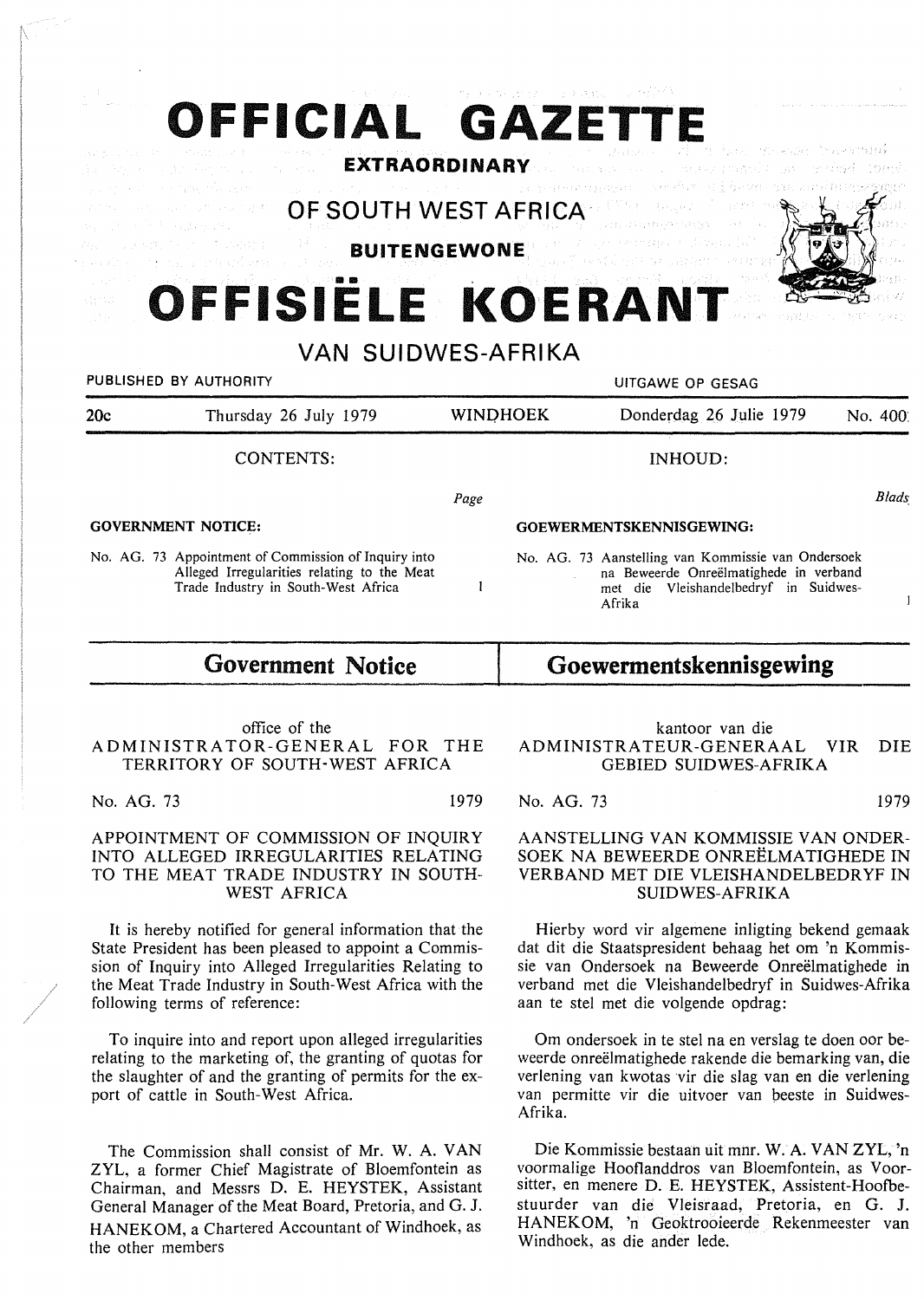# OFFICIAL GAZETTE

**EXTRAORDINARY**

## OF SOUTH WEST AFRICA

**BUITENGEWONE**

# OFFISIËLE KOERANT

## VAN SUIDWES-AFRIKA

PUBLISHED BY AUTHORITY — UITGAWE OP GESAG

| 20c | Thursday 26 July 1979 | WINDHOEK | Donderdag 26 Julie 1979 | No. 4001 |
|---|---|---|---|---|

| CONTENTS: | Page | INHOUD: | Blads |
|---|---|---|---|
| **GOVERNMENT NOTICE:** | | **GOEWERMENTSKENNISGEWING:** | |
| No. AG. 73 Appointment of Commission of Inquiry into Alleged Irregularities relating to the Meat Trade Industry in South-West Africa | 1 | No. AG. 73 Aanstelling van Kommissie van Ondersoek na Beweerde Onreëlmatighede in verband met die Vleishandelbedryf in Suidwes-Afrika | 1 |

## Government Notice

office of the
ADMINISTRATOR-GENERAL FOR THE TERRITORY OF SOUTH-WEST AFRICA

No. AG. 73 1979

APPOINTMENT OF COMMISSION OF INQUIRY INTO ALLEGED IRREGULARITIES RELATING TO THE MEAT TRADE INDUSTRY IN SOUTH-WEST AFRICA

It is hereby notified for general information that the State President has been pleased to appoint a Commission of Inquiry into Alleged Irregularities Relating to the Meat Trade Industry in South-West Africa with the following terms of reference:

To inquire into and report upon alleged irregularities relating to the marketing of, the granting of quotas for the slaughter of and the granting of permits for the export of cattle in South-West Africa.

The Commission shall consist of Mr. W. A. VAN ZYL, a former Chief Magistrate of Bloemfontein as Chairman, and Messrs D. E. HEYSTEK, Assistant General Manager of the Meat Board, Pretoria, and G. J. HANEKOM, a Chartered Accountant of Windhoek, as the other members

## Goewermentskennisgewing

kantoor van die
ADMINISTRATEUR-GENERAAL VIR DIE GEBIED SUIDWES-AFRIKA

No. AG. 73 1979

AANSTELLING VAN KOMMISSIE VAN ONDERSOEK NA BEWEERDE ONREËLMATIGHEDE IN VERBAND MET DIE VLEISHANDELBEDRYF IN SUIDWES-AFRIKA

Hierby word vir algemene inligting bekend gemaak dat dit die Staatspresident behaag het om 'n Kommissie van Ondersoek na Beweerde Onreëlmatighede in verband met die Vleishandelbedryf in Suidwes-Afrika aan te stel met die volgende opdrag:

Om ondersoek in te stel na en verslag te doen oor beweerde onreëlmatighede rakende die bemarking van, die verlening van kwotas vir die slag van en die verlening van permitte vir die uitvoer van beeste in Suidwes-Afrika.

Die Kommissie bestaan uit mnr. W. A. VAN ZYL, 'n voormalige Hooflanddros van Bloemfontein, as Voorsitter, en menere D. E. HEYSTEK, Assistent-Hoofbestuurder van die Vleisraad, Pretoria, en G. J. HANEKOM, 'n Geoktrooieerde Rekenmeester van Windhoek, as die ander lede.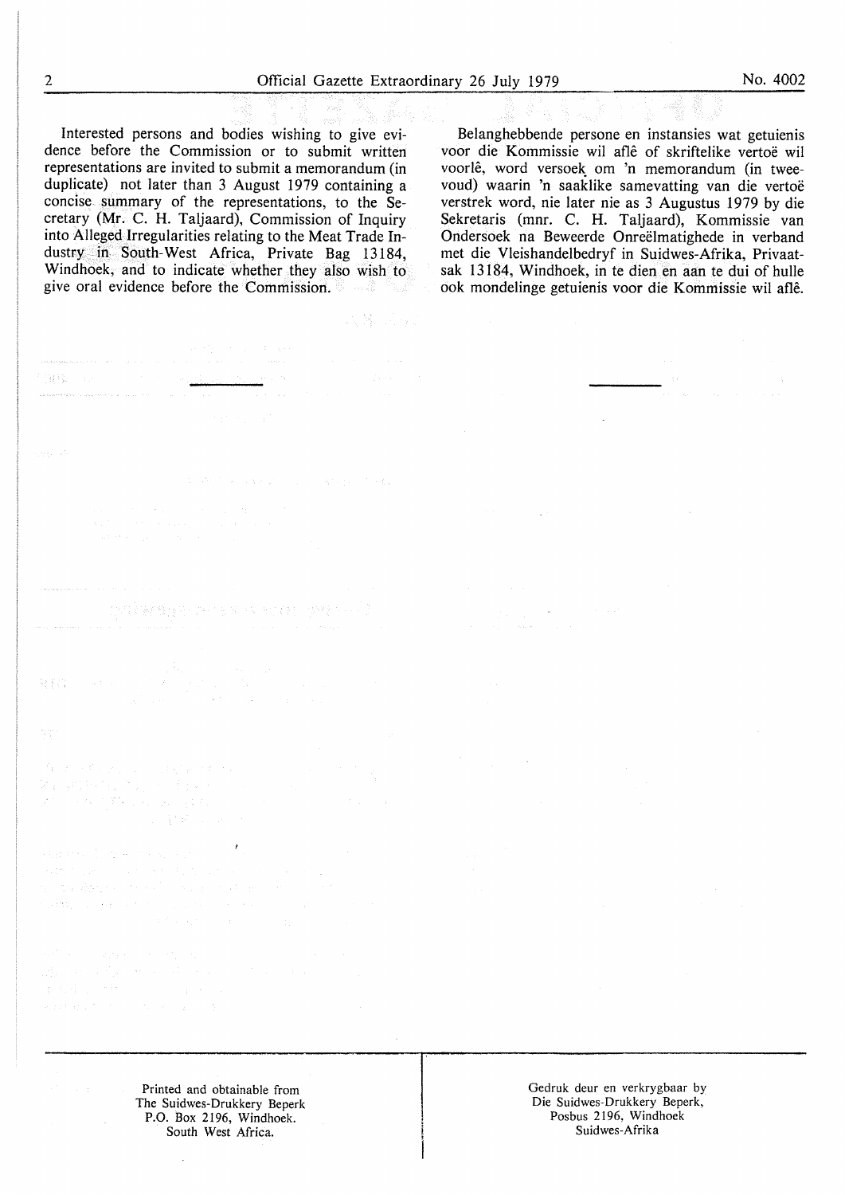Interested persons and bodies wishing to give evidence before the Commission or to submit written representations are invited to submit a memorandum (in duplicate) not later than 3 August 1979 containing a concise summary of the representations, to the Secretary (Mr. C. H. Taljaard), Commission of Inquiry into Alleged Irregularities relating to the Meat Trade Industry in South-West Africa, Private Bag 13184, Windhoek, and to indicate whether they also wish to give oral evidence before the Commission.

---

Belanghebbende persone en instansies wat getuienis voor die Kommissie wil aflê of skriftelike vertoë wil voorlê, word versoek om 'n memorandum (in tweevoud) waarin 'n saaklike samevatting van die vertoë verstrek word, nie later nie as 3 Augustus 1979 by die Sekretaris (mnr. C. H. Taljaard), Kommissie van Ondersoek na Beweerde Onreëlmatighede in verband met die Vleishandelbedryf in Suidwes-Afrika, Privaatsak 13184, Windhoek, in te dien en aan te dui of hulle ook mondelinge getuienis voor die Kommissie wil aflê.

---

Printed and obtainable from
The Suidwes-Drukkery Beperk
P.O. Box 2196, Windhoek.
South West Africa.

Gedruk deur en verkrygbaar by
Die Suidwes-Drukkery Beperk,
Posbus 2196, Windhoek
Suidwes-Afrika